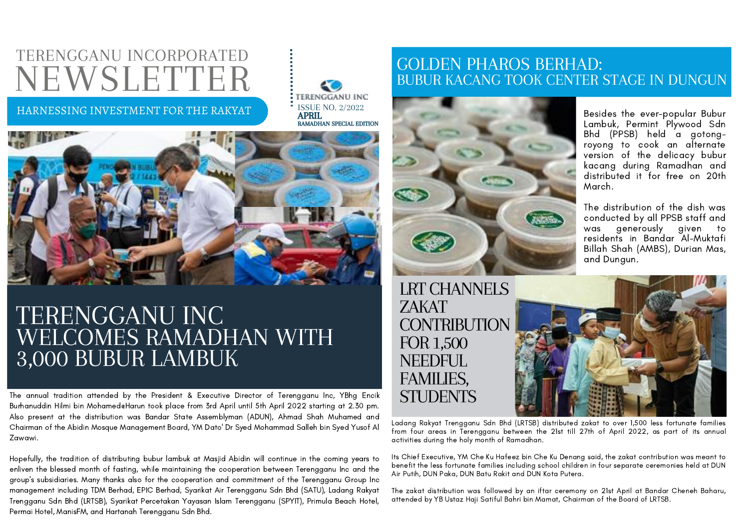# TERENGGANU INCORPORATED NEWSLETTER

HARNESSING INVESTMENT FOR THE RAKYAT

TERENGGANU INC

ISSUE NO. 2/2022

**APRIL**

**RAMADHAN SPECIAL EDITION**

## TERENGGANU INC WELCOMES RAMADHAN WITH 3,000 BUBUR LAMBUK

The annual tradition attended by the President & Executive Director of Terengganu Inc, YBhg Encik Burhanuddin Hilmi bin Mohamed@Harun took place from 3rd April until 5th April 2022 starting at 2.30 pm. Also present at the distribution was Bandar State Assemblyman (ADUN), Ahmad Shah Muhamed and Chairman of the Abidin Mosque Management Board, YM Dato' Dr Syed Mohammad Salleh bin Syed Yusof Al Zawawi.

Hopefully, the tradition of distributing bubur lambuk at Masjid Abidin will continue in the coming years to enliven the blessed month of fasting, while maintaining the cooperation between Terengganu Inc and the group's subsidiaries. Many thanks also for the cooperation and commitment of the Terengganu Group Inc management including TDM Berhad, EPIC Berhad, Syarikat Air Terengganu Sdn Bhd (SATU), Ladang Rakyat Trengganu Sdn Bhd (LRTSB), Syarikat Percetakan Yayasan Islam Terengganu (SPYIT), Primula Beach Hotel, Permai Hotel, ManisFM, and Hartanah Terengganu Sdn Bhd.

## GOLDEN PHAROS BERHAD: BUBUR KACANG TOOK CENTER STAGE IN DUNGUN

Besides the ever-popular Bubur Lambuk, Permint Plywood Sdn Bhd (PPSB) held a gotong-royong to cook an alternate version of the delicacy bubur kacang during Ramadhan and distributed it for free on 20th March.

The distribution of the dish was conducted by all PPSB staff and was generously given to residents in Bandar Al-Muktafi Billah Shah (AMBS), Durian Mas, and Dungun.

## LRT CHANNELS ZAKAT CONTRIBUTION FOR 1,500 NEEDFUL FAMILIES, STUDENTS

Ladang Rakyat Trengganu Sdn Bhd (LRTSB) distributed zakat to over 1,500 less fortunate families from four areas in Terengganu between the 21st till 27th of April 2022, as part of its annual activities during the holy month of Ramadhan.

Its Chief Executive, YM Che Ku Hafeez bin Che Ku Denang said, the zakat contribution was meant to benefit the less fortunate families including school children in four separate ceremonies held at DUN Air Putih, DUN Paka, DUN Batu Rakit and DUN Kota Putera.

The zakat distribution was followed by an iftar ceremony on 21st April at Bandar Cheneh Baharu, attended by YB Ustaz Haji Satiful Bahri bin Mamat, Chairman of the Board of LRTSB.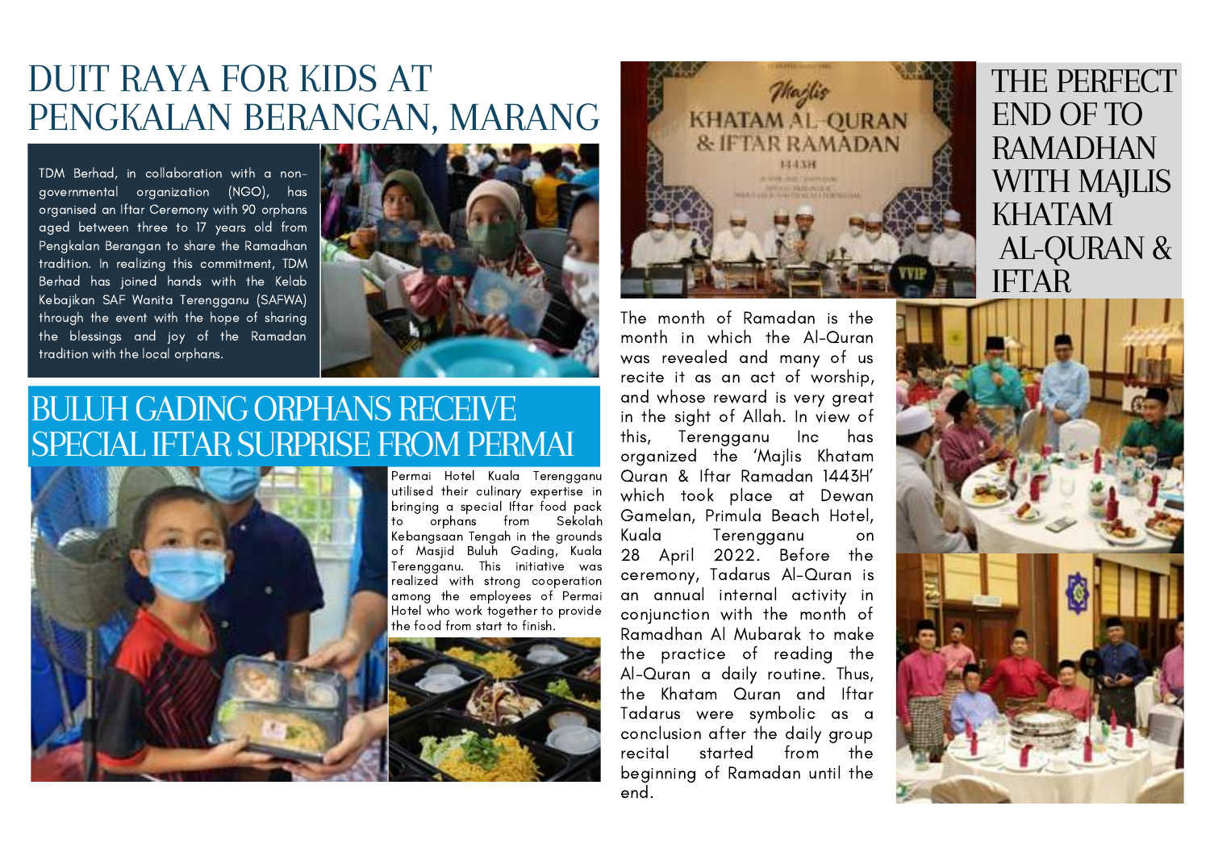# DUIT RAYA FOR KIDS AT PENGKALAN BERANGAN, MARANG

TDM Berhad, in collaboration with a non-governmental organization (NGO), has organised an Iftar Ceremony with 90 orphans aged between three to 17 years old from Pengkalan Berangan to share the Ramadhan tradition. In realizing this commitment, TDM Berhad has joined hands with the Kelab Kebajikan SAF Wanita Terengganu (SAFWA) through the event with the hope of sharing the blessings and joy of the Ramadan tradition with the local orphans.

# BULUH GADING ORPHANS RECEIVE SPECIAL IFTAR SURPRISE FROM PERMAI

Permai Hotel Kuala Terengganu utilised their culinary expertise in bringing a special Iftar food pack to orphans from Sekolah Kebangsaan Tengah in the grounds of Masjid Buluh Gading, Kuala Terengganu. This initiative was realized with strong cooperation among the employees of Permai Hotel who work together to provide the food from start to finish.

# THE PERFECT END OF TO RAMADHAN WITH MAJLIS KHATAM AL-QURAN & IFTAR

The month of Ramadan is the month in which the Al-Quran was revealed and many of us recite it as an act of worship, and whose reward is very great in the sight of Allah. In view of this, Terengganu Inc has organized the 'Majlis Khatam Quran & Iftar Ramadan 1443H' which took place at Dewan Gamelan, Primula Beach Hotel, Kuala Terengganu on 28 April 2022. Before the ceremony, Tadarus Al-Quran is an annual internal activity in conjunction with the month of Ramadhan Al Mubarak to make the practice of reading the Al-Quran a daily routine. Thus, the Khatam Quran and Iftar Tadarus were symbolic as a conclusion after the daily group recital started from the beginning of Ramadan until the end.